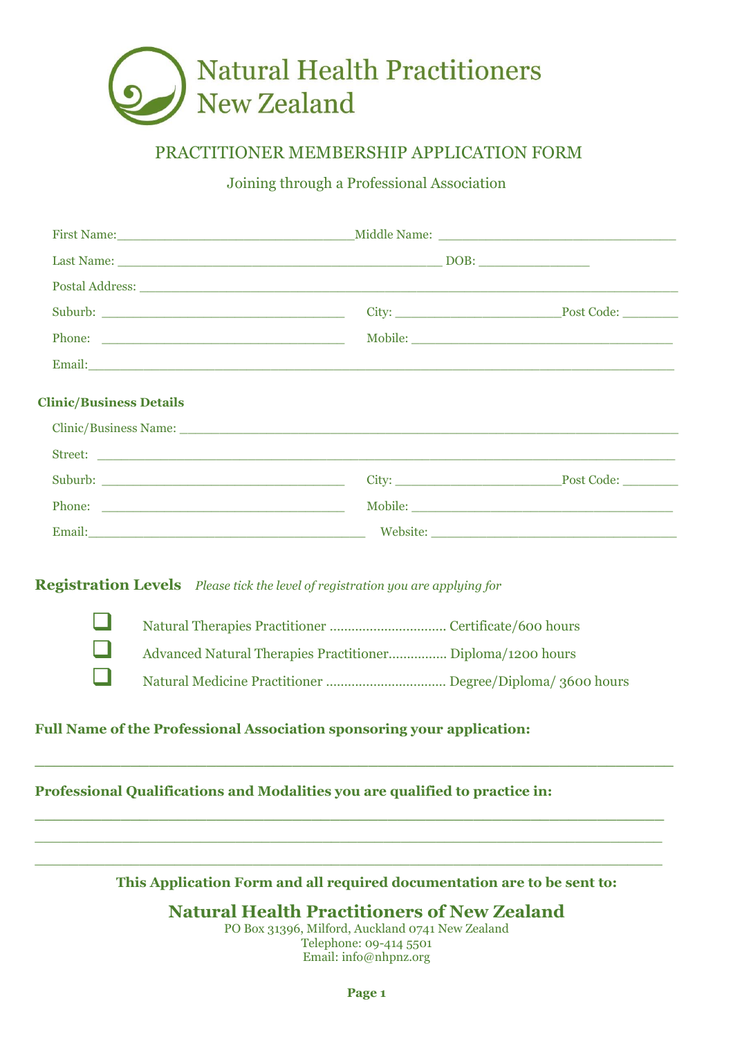# Natural Health Practitioners New Zealand

## PRACTITIONER MEMBERSHIP APPLICATION FORM

Joining through a Professional Association

First Name:______________________________ Middle Name: ______________________________

Last Name: __________________________________________ DOB: ______________

Postal Address: ____________________________________________________________________

Suburb: ______________________________ City: ______________________ Post Code: _______

Phone: ______________________________ Mobile: __________________________________

Email:______________________________________________________________________________

**Clinic/Business Details**

Clinic/Business Name: ______________________________________________________________

Street: ____________________________________________________________________________

Suburb: ______________________________ City: ______________________ Post Code: _______

Phone: ______________________________ Mobile: __________________________________

Email:__________________________________ Website: ______________________________

**Registration Levels** *Please tick the level of registration you are applying for*

- ☐ Natural Therapies Practitioner ............................... Certificate/600 hours
- ☐ Advanced Natural Therapies Practitioner............... Diploma/1200 hours
- ☐ Natural Medicine Practitioner ................................ Degree/Diploma/ 3600 hours

**Full Name of the Professional Association sponsoring your application:**

____________________________________________________________________________________

**Professional Qualifications and Modalities you are qualified to practice in:**

____________________________________________________________________________________

____________________________________________________________________________________

____________________________________________________________________________________

**This Application Form and all required documentation are to be sent to:**

**Natural Health Practitioners of New Zealand**

PO Box 31396, Milford, Auckland 0741 New Zealand
Telephone: 09-414 5501
Email: info@nhpnz.org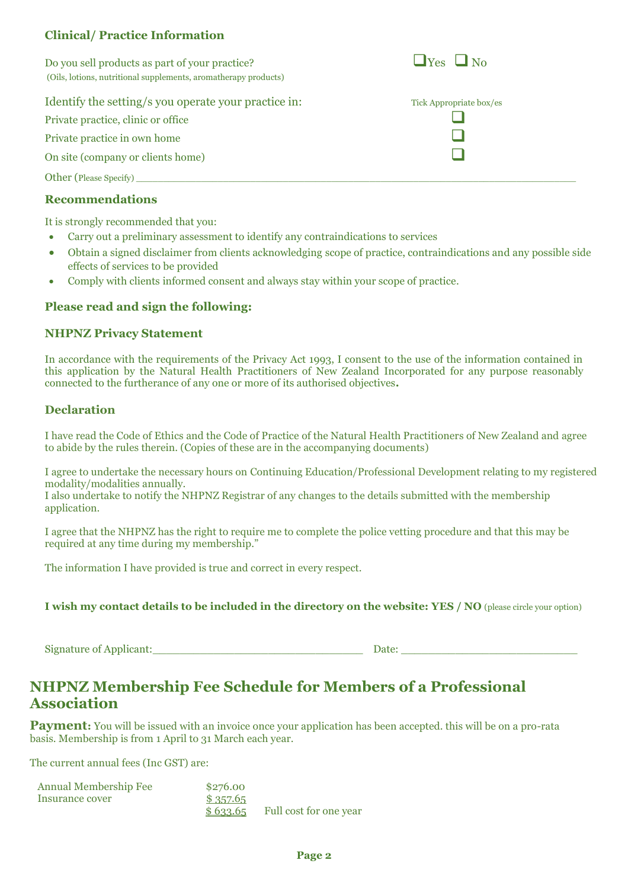### Clinical/ Practice Information

Do you sell products as part of your practice? ❑Yes ❑ No
(Oils, lotions, nutritional supplements, aromatherapy products)

Identify the setting/s you operate your practice in: Tick Appropriate box/es

Private practice, clinic or office ❑

Private practice in own home ❑

On site (company or clients home) ❑

Other (Please Specify) ___________________________________________________________________

### Recommendations

It is strongly recommended that you:

- Carry out a preliminary assessment to identify any contraindications to services
- Obtain a signed disclaimer from clients acknowledging scope of practice, contraindications and any possible side effects of services to be provided
- Comply with clients informed consent and always stay within your scope of practice.

### Please read and sign the following:

### NHPNZ Privacy Statement

In accordance with the requirements of the Privacy Act 1993, I consent to the use of the information contained in this application by the Natural Health Practitioners of New Zealand Incorporated for any purpose reasonably connected to the furtherance of any one or more of its authorised objectives**.**

### Declaration

I have read the Code of Ethics and the Code of Practice of the Natural Health Practitioners of New Zealand and agree to abide by the rules therein. (Copies of these are in the accompanying documents)

I agree to undertake the necessary hours on Continuing Education/Professional Development relating to my registered modality/modalities annually.
I also undertake to notify the NHPNZ Registrar of any changes to the details submitted with the membership application.

I agree that the NHPNZ has the right to require me to complete the police vetting procedure and that this may be required at any time during my membership."

The information I have provided is true and correct in every respect.

**I wish my contact details to be included in the directory on the website: YES / NO** (please circle your option)

Signature of Applicant:________________________________ Date: ___________________________

## NHPNZ Membership Fee Schedule for Members of a Professional Association

**Payment:** You will be issued with an invoice once your application has been accepted. this will be on a pro-rata basis. Membership is from 1 April to 31 March each year.

The current annual fees (Inc GST) are:

| | | |
|---|---|---|
| Annual Membership Fee | $276.00 | |
| Insurance cover | $ 357.65 | |
| | $ 633.65 | Full cost for one year |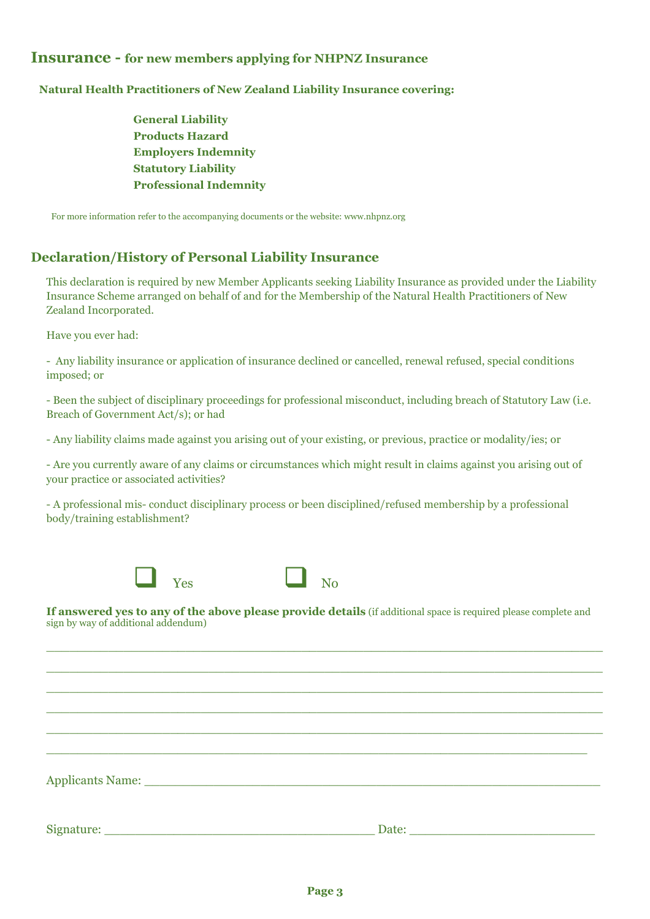## **Insurance - for new members applying for NHPNZ Insurance**

**Natural Health Practitioners of New Zealand Liability Insurance covering:**

**General Liability**
**Products Hazard**
**Employers Indemnity**
**Statutory Liability**
**Professional Indemnity**

For more information refer to the accompanying documents or the website: www.nhpnz.org

## **Declaration/History of Personal Liability Insurance**

This declaration is required by new Member Applicants seeking Liability Insurance as provided under the Liability Insurance Scheme arranged on behalf of and for the Membership of the Natural Health Practitioners of New Zealand Incorporated.

Have you ever had:

- Any liability insurance or application of insurance declined or cancelled, renewal refused, special conditions imposed; or

- Been the subject of disciplinary proceedings for professional misconduct, including breach of Statutory Law (i.e. Breach of Government Act/s); or had

- Any liability claims made against you arising out of your existing, or previous, practice or modality/ies; or

- Are you currently aware of any claims or circumstances which might result in claims against you arising out of your practice or associated activities?

- A professional mis- conduct disciplinary process or been disciplined/refused membership by a professional body/training establishment?

☐ Yes ☐ No

**If answered yes to any of the above please provide details** (if additional space is required please complete and sign by way of additional addendum)

___________________________________________________________________________

___________________________________________________________________________

___________________________________________________________________________

___________________________________________________________________________

___________________________________________________________________________

___________________________________________________________________________

Applicants Name: ____________________________________________________________

Signature: ____________________________________ Date: _________________________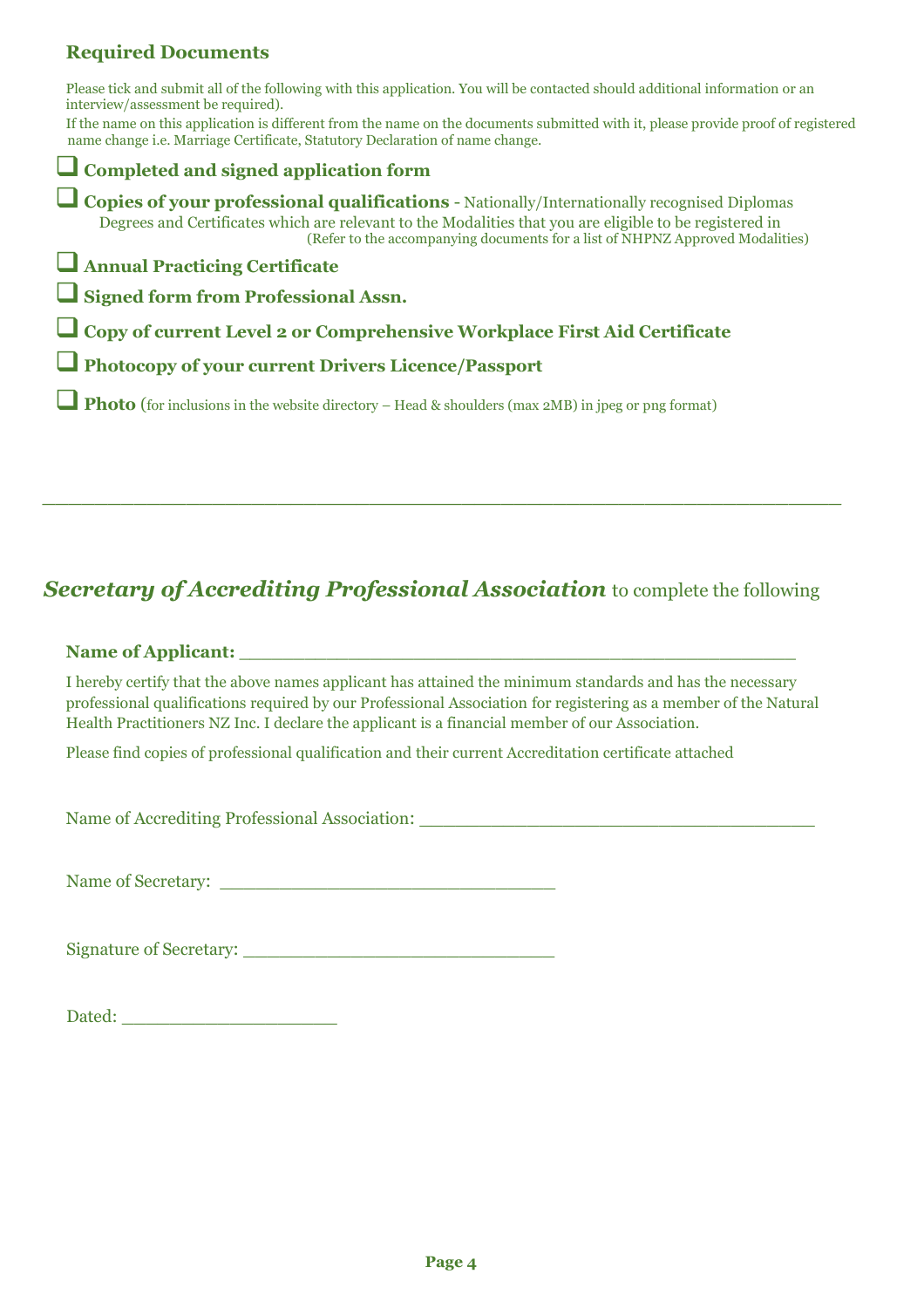## Required Documents

Please tick and submit all of the following with this application. You will be contacted should additional information or an interview/assessment be required).

If the name on this application is different from the name on the documents submitted with it, please provide proof of registered name change i.e. Marriage Certificate, Statutory Declaration of name change.

- ☐ **Completed and signed application form**
- ☐ **Copies of your professional qualifications -** Nationally/Internationally recognised Diplomas Degrees and Certificates which are relevant to the Modalities that you are eligible to be registered in (Refer to the accompanying documents for a list of NHPNZ Approved Modalities)
- ☐ **Annual Practicing Certificate**
- ☐ **Signed form from Professional Assn.**
- ☐ **Copy of current Level 2 or Comprehensive Workplace First Aid Certificate**
- ☐ **Photocopy of your current Drivers Licence/Passport**
- ☐ **Photo** (for inclusions in the website directory – Head & shoulders (max 2MB) in jpeg or png format)

---

## ***Secretary of Accrediting Professional Association*** to complete the following

**Name of Applicant:** ______________________________________________

I hereby certify that the above names applicant has attained the minimum standards and has the necessary professional qualifications required by our Professional Association for registering as a member of the Natural Health Practitioners NZ Inc. I declare the applicant is a financial member of our Association.

Please find copies of professional qualification and their current Accreditation certificate attached

Name of Accrediting Professional Association: ___________________________________

Name of Secretary: ____________________________

Signature of Secretary: __________________________

Dated: __________________